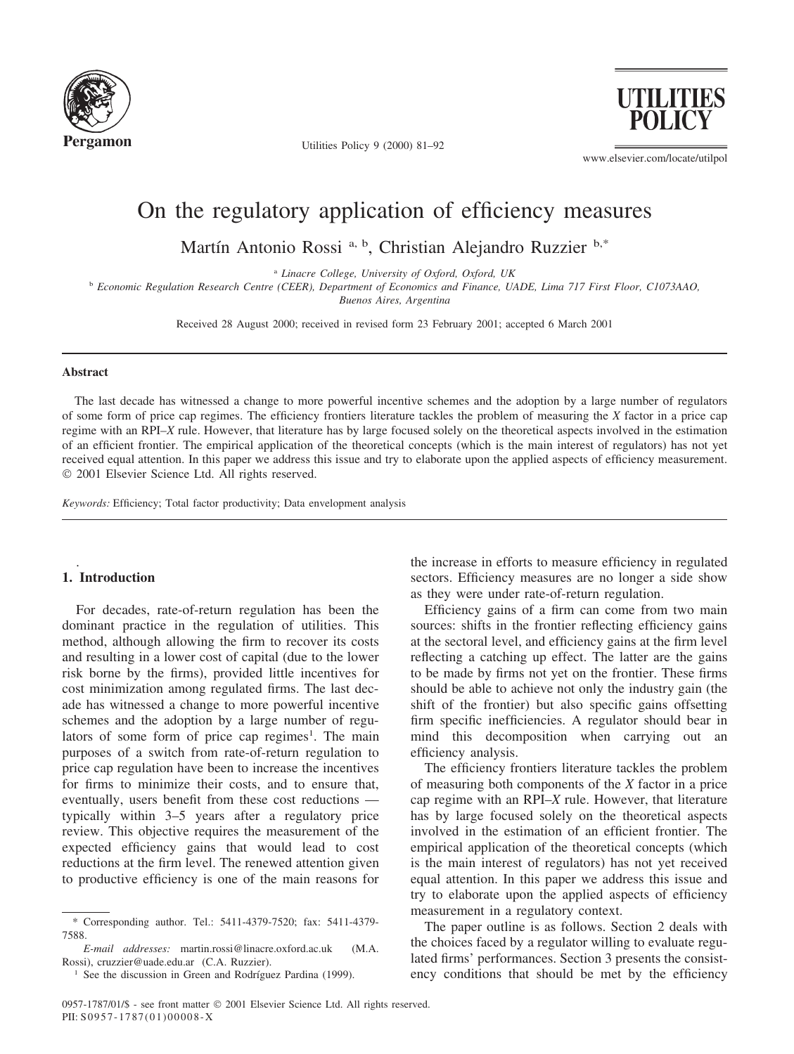# On the regulatory application of efficiency measures

Martín Antonio Rossi [a, b], Christian Alejandro Ruzzier [b,*]

[a] *Linacre College, University of Oxford, Oxford, UK*

[b] *Economic Regulation Research Centre (CEER), Department of Economics and Finance, UADE, Lima 717 First Floor, C1073AAO, Buenos Aires, Argentina*

Received 28 August 2000; received in revised form 23 February 2001; accepted 6 March 2001

## Abstract

The last decade has witnessed a change to more powerful incentive schemes and the adoption by a large number of regulators of some form of price cap regimes. The efficiency frontiers literature tackles the problem of measuring the *X* factor in a price cap regime with an RPI–*X* rule. However, that literature has by large focused solely on the theoretical aspects involved in the estimation of an efficient frontier. The empirical application of the theoretical concepts (which is the main interest of regulators) has not yet received equal attention. In this paper we address this issue and try to elaborate upon the applied aspects of efficiency measurement. © 2001 Elsevier Science Ltd. All rights reserved.

*Keywords:* Efficiency; Total factor productivity; Data envelopment analysis

## 1. Introduction

For decades, rate-of-return regulation has been the dominant practice in the regulation of utilities. This method, although allowing the firm to recover its costs and resulting in a lower cost of capital (due to the lower risk borne by the firms), provided little incentives for cost minimization among regulated firms. The last decade has witnessed a change to more powerful incentive schemes and the adoption by a large number of regulators of some form of price cap regimes[1]. The main purposes of a switch from rate-of-return regulation to price cap regulation have been to increase the incentives for firms to minimize their costs, and to ensure that, eventually, users benefit from these cost reductions — typically within 3–5 years after a regulatory price review. This objective requires the measurement of the expected efficiency gains that would lead to cost reductions at the firm level. The renewed attention given to productive efficiency is one of the main reasons for the increase in efforts to measure efficiency in regulated sectors. Efficiency measures are no longer a side show as they were under rate-of-return regulation.

Efficiency gains of a firm can come from two main sources: shifts in the frontier reflecting efficiency gains at the sectoral level, and efficiency gains at the firm level reflecting a catching up effect. The latter are the gains to be made by firms not yet on the frontier. These firms should be able to achieve not only the industry gain (the shift of the frontier) but also specific gains offsetting firm specific inefficiencies. A regulator should bear in mind this decomposition when carrying out an efficiency analysis.

The efficiency frontiers literature tackles the problem of measuring both components of the *X* factor in a price cap regime with an RPI–*X* rule. However, that literature has by large focused solely on the theoretical aspects involved in the estimation of an efficient frontier. The empirical application of the theoretical concepts (which is the main interest of regulators) has not yet received equal attention. In this paper we address this issue and try to elaborate upon the applied aspects of efficiency measurement in a regulatory context.

The paper outline is as follows. Section 2 deals with the choices faced by a regulator willing to evaluate regulated firms' performances. Section 3 presents the consistency conditions that should be met by the efficiency

---

\* Corresponding author. Tel.: 5411-4379-7520; fax: 5411-4379-7588.

*E-mail addresses:* martin.rossi@linacre.oxford.ac.uk (M.A. Rossi), cruzzier@uade.edu.ar (C.A. Ruzzier).

[1] See the discussion in Green and Rodríguez Pardina (1999).

0957-1787/01/$ - see front matter © 2001 Elsevier Science Ltd. All rights reserved.
PII: S0957-1787(01)00008-X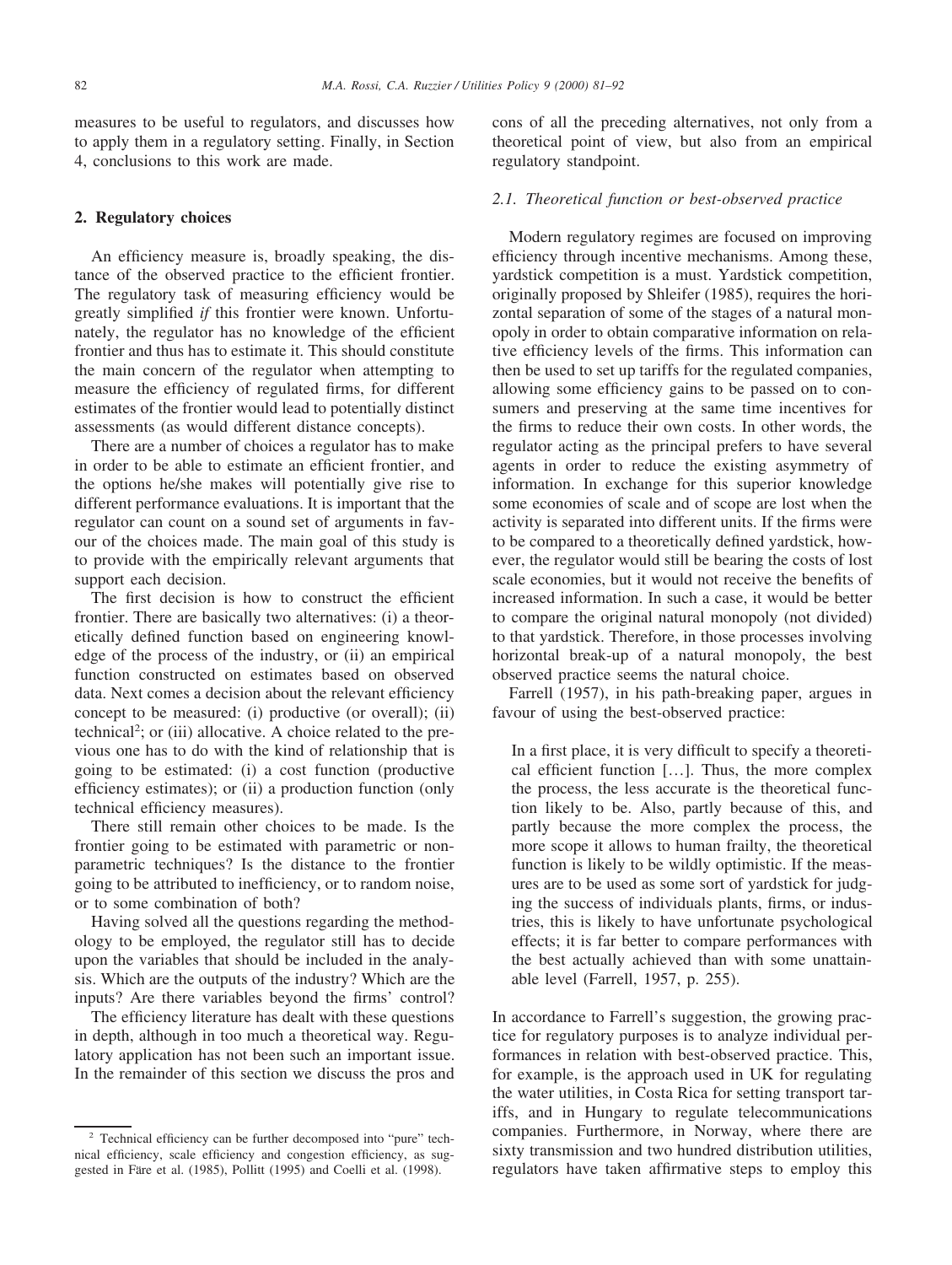measures to be useful to regulators, and discusses how to apply them in a regulatory setting. Finally, in Section 4, conclusions to this work are made.

## 2. Regulatory choices

An efficiency measure is, broadly speaking, the distance of the observed practice to the efficient frontier. The regulatory task of measuring efficiency would be greatly simplified *if* this frontier were known. Unfortunately, the regulator has no knowledge of the efficient frontier and thus has to estimate it. This should constitute the main concern of the regulator when attempting to measure the efficiency of regulated firms, for different estimates of the frontier would lead to potentially distinct assessments (as would different distance concepts).

There are a number of choices a regulator has to make in order to be able to estimate an efficient frontier, and the options he/she makes will potentially give rise to different performance evaluations. It is important that the regulator can count on a sound set of arguments in favour of the choices made. The main goal of this study is to provide with the empirically relevant arguments that support each decision.

The first decision is how to construct the efficient frontier. There are basically two alternatives: (i) a theoretically defined function based on engineering knowledge of the process of the industry, or (ii) an empirical function constructed on estimates based on observed data. Next comes a decision about the relevant efficiency concept to be measured: (i) productive (or overall); (ii) technical[2]; or (iii) allocative. A choice related to the previous one has to do with the kind of relationship that is going to be estimated: (i) a cost function (productive efficiency estimates); or (ii) a production function (only technical efficiency measures).

There still remain other choices to be made. Is the frontier going to be estimated with parametric or non-parametric techniques? Is the distance to the frontier going to be attributed to inefficiency, or to random noise, or to some combination of both?

Having solved all the questions regarding the methodology to be employed, the regulator still has to decide upon the variables that should be included in the analysis. Which are the outputs of the industry? Which are the inputs? Are there variables beyond the firms' control?

The efficiency literature has dealt with these questions in depth, although in too much a theoretical way. Regulatory application has not been such an important issue. In the remainder of this section we discuss the pros and cons of all the preceding alternatives, not only from a theoretical point of view, but also from an empirical regulatory standpoint.

### 2.1. Theoretical function or best-observed practice

Modern regulatory regimes are focused on improving efficiency through incentive mechanisms. Among these, yardstick competition is a must. Yardstick competition, originally proposed by Shleifer (1985), requires the horizontal separation of some of the stages of a natural monopoly in order to obtain comparative information on relative efficiency levels of the firms. This information can then be used to set up tariffs for the regulated companies, allowing some efficiency gains to be passed on to consumers and preserving at the same time incentives for the firms to reduce their own costs. In other words, the regulator acting as the principal prefers to have several agents in order to reduce the existing asymmetry of information. In exchange for this superior knowledge some economies of scale and of scope are lost when the activity is separated into different units. If the firms were to be compared to a theoretically defined yardstick, however, the regulator would still be bearing the costs of lost scale economies, but it would not receive the benefits of increased information. In such a case, it would be better to compare the original natural monopoly (not divided) to that yardstick. Therefore, in those processes involving horizontal break-up of a natural monopoly, the best observed practice seems the natural choice.

Farrell (1957), in his path-breaking paper, argues in favour of using the best-observed practice:

> In a first place, it is very difficult to specify a theoretical efficient function […]. Thus, the more complex the process, the less accurate is the theoretical function likely to be. Also, partly because of this, and partly because the more complex the process, the more scope it allows to human frailty, the theoretical function is likely to be wildly optimistic. If the measures are to be used as some sort of yardstick for judging the success of individuals plants, firms, or industries, this is likely to have unfortunate psychological effects; it is far better to compare performances with the best actually achieved than with some unattainable level (Farrell, 1957, p. 255).

In accordance to Farrell's suggestion, the growing practice for regulatory purposes is to analyze individual performances in relation with best-observed practice. This, for example, is the approach used in UK for regulating the water utilities, in Costa Rica for setting transport tariffs, and in Hungary to regulate telecommunications companies. Furthermore, in Norway, where there are sixty transmission and two hundred distribution utilities, regulators have taken affirmative steps to employ this

[2] Technical efficiency can be further decomposed into "pure" technical efficiency, scale efficiency and congestion efficiency, as suggested in Färe et al. (1985), Pollitt (1995) and Coelli et al. (1998).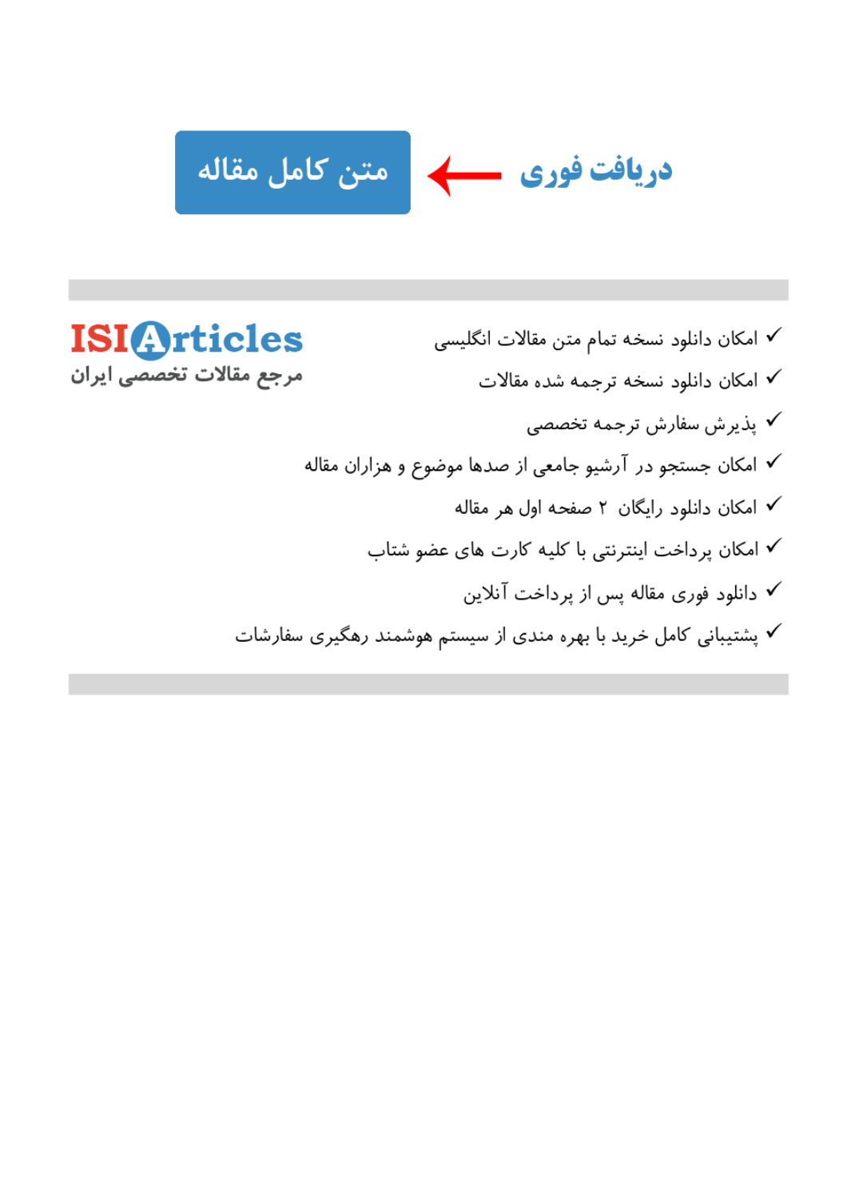دریافت فوری ← **متن کامل مقاله**

**ISIArticles**

مرجع مقالات تخصصی ایران

- ✓ امکان دانلود نسخه تمام متن مقالات انگلیسی
- ✓ امکان دانلود نسخه ترجمه شده مقالات
- ✓ پذیرش سفارش ترجمه تخصصی
- ✓ امکان جستجو در آرشیو جامعی از صدها موضوع و هزاران مقاله
- ✓ امکان دانلود رایگان ۲ صفحه اول هر مقاله
- ✓ امکان پرداخت اینترنتی با کلیه کارت های عضو شتاب
- ✓ دانلود فوری مقاله پس از پرداخت آنلاین
- ✓ پشتیبانی کامل خرید با بهره مندی از سیستم هوشمند رهگیری سفارشات